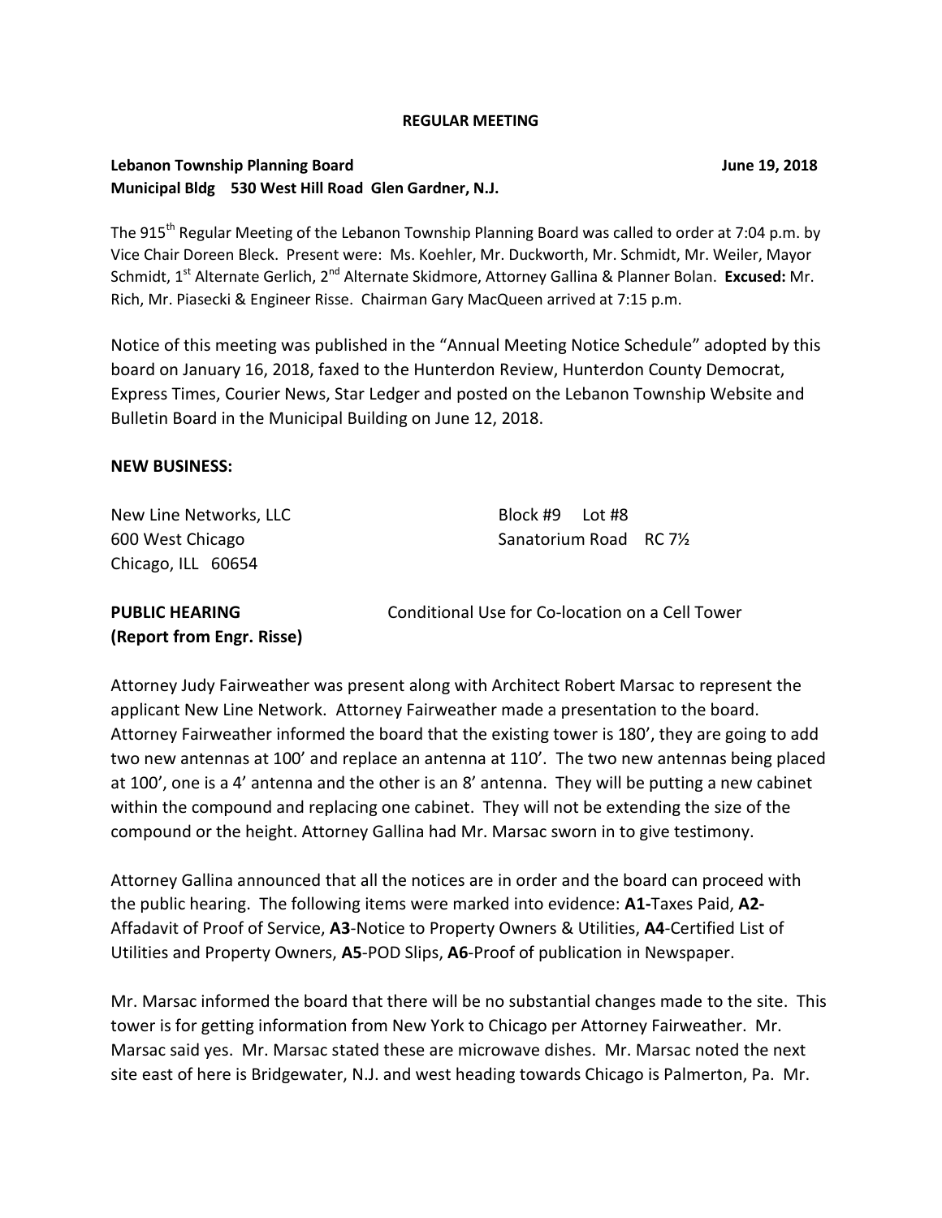**REGULAR MEETING**

**Lebanon Township Planning Board** **June 19, 2018**
**Municipal Bldg 530 West Hill Road Glen Gardner, N.J.**

The 915th Regular Meeting of the Lebanon Township Planning Board was called to order at 7:04 p.m. by Vice Chair Doreen Bleck. Present were: Ms. Koehler, Mr. Duckworth, Mr. Schmidt, Mr. Weiler, Mayor Schmidt, 1st Alternate Gerlich, 2nd Alternate Skidmore, Attorney Gallina & Planner Bolan. **Excused:** Mr. Rich, Mr. Piasecki & Engineer Risse. Chairman Gary MacQueen arrived at 7:15 p.m.

Notice of this meeting was published in the "Annual Meeting Notice Schedule" adopted by this board on January 16, 2018, faxed to the Hunterdon Review, Hunterdon County Democrat, Express Times, Courier News, Star Ledger and posted on the Lebanon Township Website and Bulletin Board in the Municipal Building on June 12, 2018.

**NEW BUSINESS:**

New Line Networks, LLC
600 West Chicago
Chicago, ILL 60654

Block #9 Lot #8
Sanatorium Road RC 7½

**PUBLIC HEARING**
**(Report from Engr. Risse)**

Conditional Use for Co-location on a Cell Tower

Attorney Judy Fairweather was present along with Architect Robert Marsac to represent the applicant New Line Network. Attorney Fairweather made a presentation to the board. Attorney Fairweather informed the board that the existing tower is 180', they are going to add two new antennas at 100' and replace an antenna at 110'. The two new antennas being placed at 100', one is a 4' antenna and the other is an 8' antenna. They will be putting a new cabinet within the compound and replacing one cabinet. They will not be extending the size of the compound or the height. Attorney Gallina had Mr. Marsac sworn in to give testimony.

Attorney Gallina announced that all the notices are in order and the board can proceed with the public hearing. The following items were marked into evidence: **A1-**Taxes Paid, **A2-**Affadavit of Proof of Service, **A3**-Notice to Property Owners & Utilities, **A4**-Certified List of Utilities and Property Owners, **A5**-POD Slips, **A6**-Proof of publication in Newspaper.

Mr. Marsac informed the board that there will be no substantial changes made to the site. This tower is for getting information from New York to Chicago per Attorney Fairweather. Mr. Marsac said yes. Mr. Marsac stated these are microwave dishes. Mr. Marsac noted the next site east of here is Bridgewater, N.J. and west heading towards Chicago is Palmerton, Pa. Mr.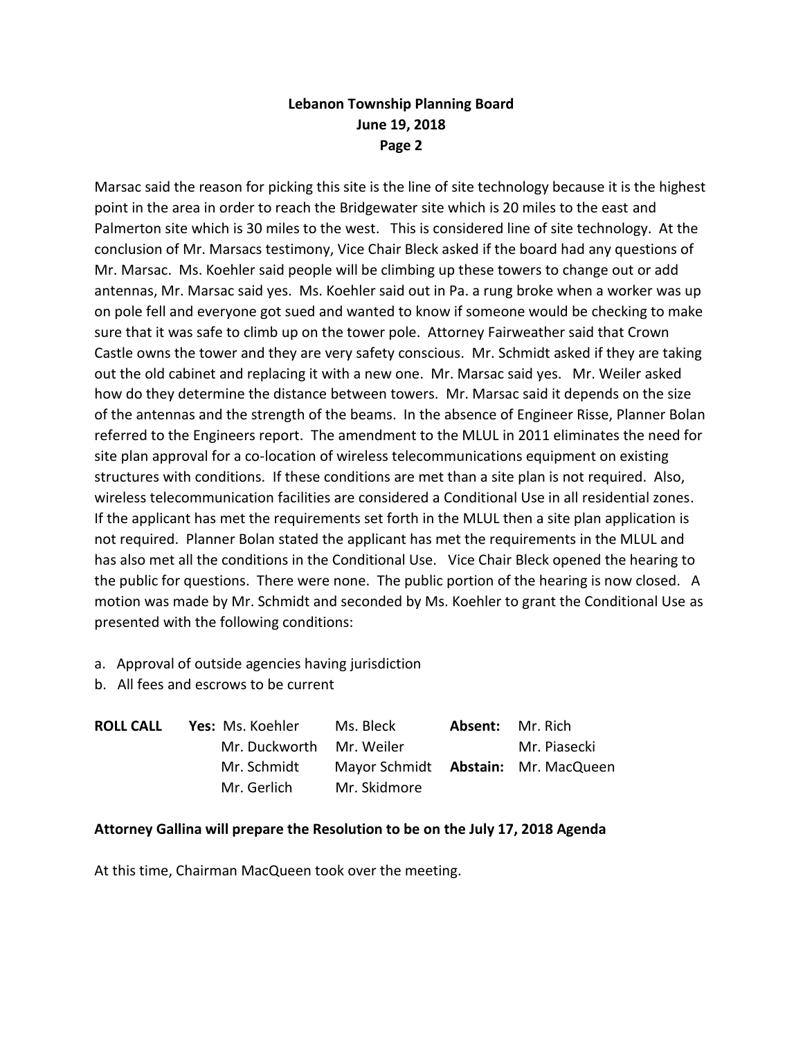Marsac said the reason for picking this site is the line of site technology because it is the highest point in the area in order to reach the Bridgewater site which is 20 miles to the east and Palmerton site which is 30 miles to the west. This is considered line of site technology. At the conclusion of Mr. Marsacs testimony, Vice Chair Bleck asked if the board had any questions of Mr. Marsac. Ms. Koehler said people will be climbing up these towers to change out or add antennas, Mr. Marsac said yes. Ms. Koehler said out in Pa. a rung broke when a worker was up on pole fell and everyone got sued and wanted to know if someone would be checking to make sure that it was safe to climb up on the tower pole. Attorney Fairweather said that Crown Castle owns the tower and they are very safety conscious. Mr. Schmidt asked if they are taking out the old cabinet and replacing it with a new one. Mr. Marsac said yes. Mr. Weiler asked how do they determine the distance between towers. Mr. Marsac said it depends on the size of the antennas and the strength of the beams. In the absence of Engineer Risse, Planner Bolan referred to the Engineers report. The amendment to the MLUL in 2011 eliminates the need for site plan approval for a co-location of wireless telecommunications equipment on existing structures with conditions. If these conditions are met than a site plan is not required. Also, wireless telecommunication facilities are considered a Conditional Use in all residential zones. If the applicant has met the requirements set forth in the MLUL then a site plan application is not required. Planner Bolan stated the applicant has met the requirements in the MLUL and has also met all the conditions in the Conditional Use. Vice Chair Bleck opened the hearing to the public for questions. There were none. The public portion of the hearing is now closed. A motion was made by Mr. Schmidt and seconded by Ms. Koehler to grant the Conditional Use as presented with the following conditions:

a. Approval of outside agencies having jurisdiction
b. All fees and escrows to be current

| **ROLL CALL** | **Yes:** Ms. Koehler | Ms. Bleck | **Absent:** | Mr. Rich |
|---|---|---|---|---|
| | Mr. Duckworth | Mr. Weiler | | Mr. Piasecki |
| | Mr. Schmidt | Mayor Schmidt | **Abstain:** | Mr. MacQueen |
| | Mr. Gerlich | Mr. Skidmore | | |

**Attorney Gallina will prepare the Resolution to be on the July 17, 2018 Agenda**

At this time, Chairman MacQueen took over the meeting.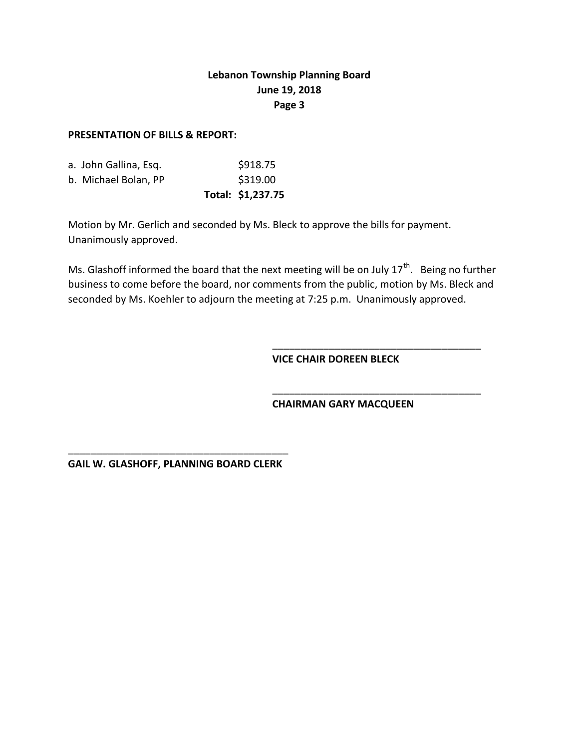**PRESENTATION OF BILLS & REPORT:**

| | |
|---|---|
| a. John Gallina, Esq. | $918.75 |
| b. Michael Bolan, PP | $319.00 |
| **Total:** | **$1,237.75** |

Motion by Mr. Gerlich and seconded by Ms. Bleck to approve the bills for payment. Unanimously approved.

Ms. Glashoff informed the board that the next meeting will be on July 17th. Being no further business to come before the board, nor comments from the public, motion by Ms. Bleck and seconded by Ms. Koehler to adjourn the meeting at 7:25 p.m. Unanimously approved.

\_\_\_\_\_\_\_\_\_\_\_\_\_\_\_\_\_\_\_\_\_\_\_\_\_\_\_\_\_\_\_\_\_\_\_\_\_\_\_\_

**VICE CHAIR DOREEN BLECK**

\_\_\_\_\_\_\_\_\_\_\_\_\_\_\_\_\_\_\_\_\_\_\_\_\_\_\_\_\_\_\_\_\_\_\_\_\_\_\_\_

**CHAIRMAN GARY MACQUEEN**

\_\_\_\_\_\_\_\_\_\_\_\_\_\_\_\_\_\_\_\_\_\_\_\_\_\_\_\_\_\_\_\_\_\_\_\_\_\_\_\_

**GAIL W. GLASHOFF, PLANNING BOARD CLERK**